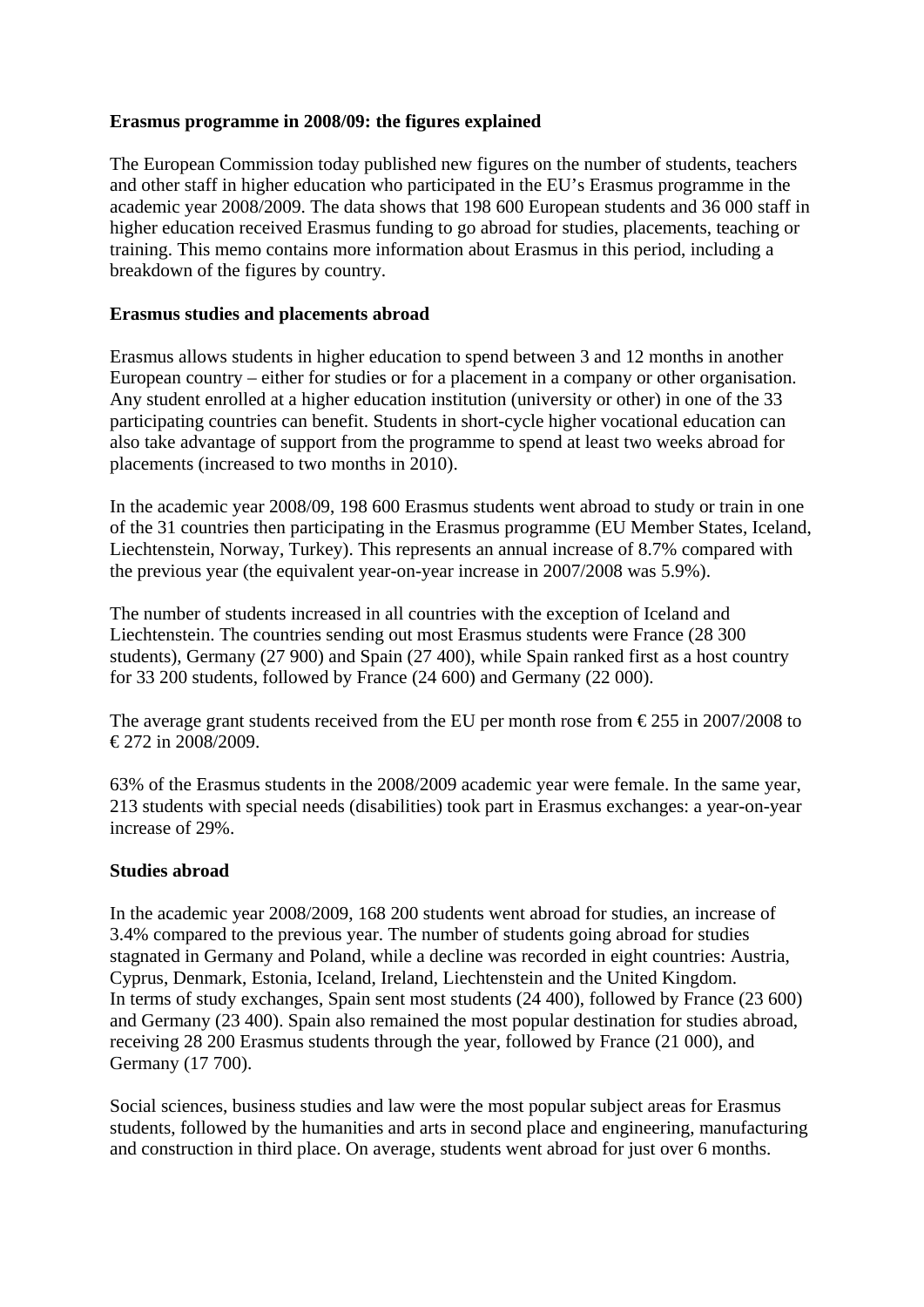**Erasmus programme in 2008/09: the figures explained**

The European Commission today published new figures on the number of students, teachers and other staff in higher education who participated in the EU's Erasmus programme in the academic year 2008/2009. The data shows that 198 600 European students and 36 000 staff in higher education received Erasmus funding to go abroad for studies, placements, teaching or training. This memo contains more information about Erasmus in this period, including a breakdown of the figures by country.

**Erasmus studies and placements abroad**

Erasmus allows students in higher education to spend between 3 and 12 months in another European country – either for studies or for a placement in a company or other organisation. Any student enrolled at a higher education institution (university or other) in one of the 33 participating countries can benefit. Students in short-cycle higher vocational education can also take advantage of support from the programme to spend at least two weeks abroad for placements (increased to two months in 2010).

In the academic year 2008/09, 198 600 Erasmus students went abroad to study or train in one of the 31 countries then participating in the Erasmus programme (EU Member States, Iceland, Liechtenstein, Norway, Turkey). This represents an annual increase of 8.7% compared with the previous year (the equivalent year-on-year increase in 2007/2008 was 5.9%).

The number of students increased in all countries with the exception of Iceland and Liechtenstein. The countries sending out most Erasmus students were France (28 300 students), Germany (27 900) and Spain (27 400), while Spain ranked first as a host country for 33 200 students, followed by France (24 600) and Germany (22 000).

The average grant students received from the EU per month rose from € 255 in 2007/2008 to € 272 in 2008/2009.

63% of the Erasmus students in the 2008/2009 academic year were female. In the same year, 213 students with special needs (disabilities) took part in Erasmus exchanges: a year-on-year increase of 29%.

**Studies abroad**

In the academic year 2008/2009, 168 200 students went abroad for studies, an increase of 3.4% compared to the previous year. The number of students going abroad for studies stagnated in Germany and Poland, while a decline was recorded in eight countries: Austria, Cyprus, Denmark, Estonia, Iceland, Ireland, Liechtenstein and the United Kingdom.
In terms of study exchanges, Spain sent most students (24 400), followed by France (23 600) and Germany (23 400). Spain also remained the most popular destination for studies abroad, receiving 28 200 Erasmus students through the year, followed by France (21 000), and Germany (17 700).

Social sciences, business studies and law were the most popular subject areas for Erasmus students, followed by the humanities and arts in second place and engineering, manufacturing and construction in third place. On average, students went abroad for just over 6 months.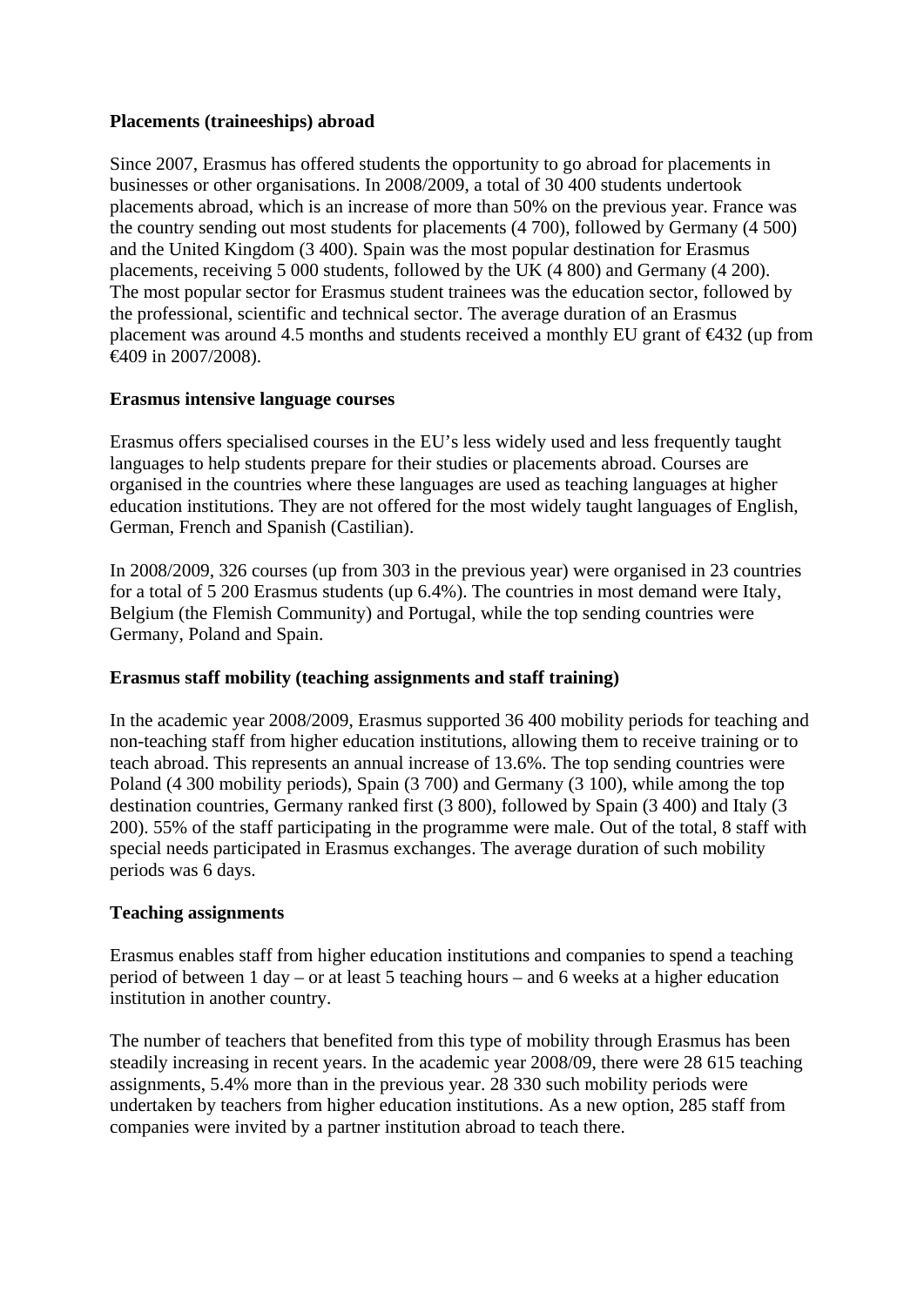**Placements (traineeships) abroad**

Since 2007, Erasmus has offered students the opportunity to go abroad for placements in businesses or other organisations. In 2008/2009, a total of 30 400 students undertook placements abroad, which is an increase of more than 50% on the previous year. France was the country sending out most students for placements (4 700), followed by Germany (4 500) and the United Kingdom (3 400). Spain was the most popular destination for Erasmus placements, receiving 5 000 students, followed by the UK (4 800) and Germany (4 200). The most popular sector for Erasmus student trainees was the education sector, followed by the professional, scientific and technical sector. The average duration of an Erasmus placement was around 4.5 months and students received a monthly EU grant of €432 (up from €409 in 2007/2008).

**Erasmus intensive language courses**

Erasmus offers specialised courses in the EU's less widely used and less frequently taught languages to help students prepare for their studies or placements abroad. Courses are organised in the countries where these languages are used as teaching languages at higher education institutions. They are not offered for the most widely taught languages of English, German, French and Spanish (Castilian).

In 2008/2009, 326 courses (up from 303 in the previous year) were organised in 23 countries for a total of 5 200 Erasmus students (up 6.4%). The countries in most demand were Italy, Belgium (the Flemish Community) and Portugal, while the top sending countries were Germany, Poland and Spain.

**Erasmus staff mobility (teaching assignments and staff training)**

In the academic year 2008/2009, Erasmus supported 36 400 mobility periods for teaching and non-teaching staff from higher education institutions, allowing them to receive training or to teach abroad. This represents an annual increase of 13.6%. The top sending countries were Poland (4 300 mobility periods), Spain (3 700) and Germany (3 100), while among the top destination countries, Germany ranked first (3 800), followed by Spain (3 400) and Italy (3 200). 55% of the staff participating in the programme were male. Out of the total, 8 staff with special needs participated in Erasmus exchanges. The average duration of such mobility periods was 6 days.

**Teaching assignments**

Erasmus enables staff from higher education institutions and companies to spend a teaching period of between 1 day – or at least 5 teaching hours – and 6 weeks at a higher education institution in another country.

The number of teachers that benefited from this type of mobility through Erasmus has been steadily increasing in recent years. In the academic year 2008/09, there were 28 615 teaching assignments, 5.4% more than in the previous year. 28 330 such mobility periods were undertaken by teachers from higher education institutions. As a new option, 285 staff from companies were invited by a partner institution abroad to teach there.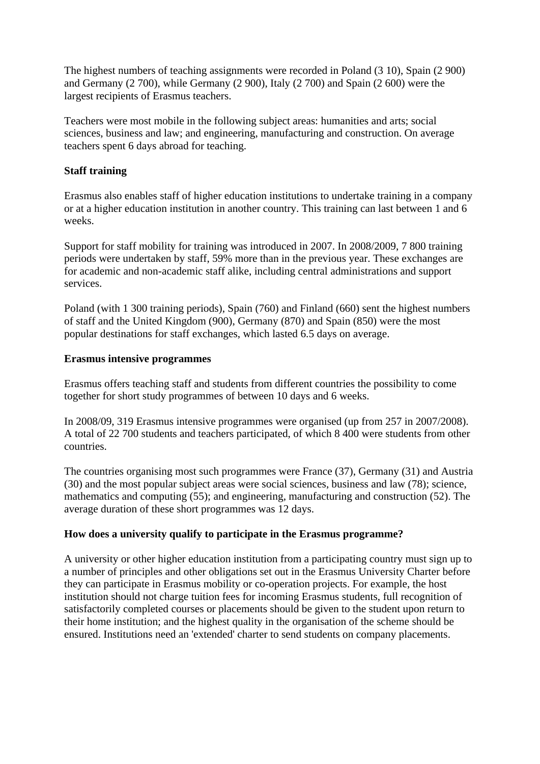The highest numbers of teaching assignments were recorded in Poland (3 10), Spain (2 900) and Germany (2 700), while Germany (2 900), Italy (2 700) and Spain (2 600) were the largest recipients of Erasmus teachers.

Teachers were most mobile in the following subject areas: humanities and arts; social sciences, business and law; and engineering, manufacturing and construction. On average teachers spent 6 days abroad for teaching.

**Staff training**

Erasmus also enables staff of higher education institutions to undertake training in a company or at a higher education institution in another country. This training can last between 1 and 6 weeks.

Support for staff mobility for training was introduced in 2007. In 2008/2009, 7 800 training periods were undertaken by staff, 59% more than in the previous year. These exchanges are for academic and non-academic staff alike, including central administrations and support services.

Poland (with 1 300 training periods), Spain (760) and Finland (660) sent the highest numbers of staff and the United Kingdom (900), Germany (870) and Spain (850) were the most popular destinations for staff exchanges, which lasted 6.5 days on average.

**Erasmus intensive programmes**

Erasmus offers teaching staff and students from different countries the possibility to come together for short study programmes of between 10 days and 6 weeks.

In 2008/09, 319 Erasmus intensive programmes were organised (up from 257 in 2007/2008). A total of 22 700 students and teachers participated, of which 8 400 were students from other countries.

The countries organising most such programmes were France (37), Germany (31) and Austria (30) and the most popular subject areas were social sciences, business and law (78); science, mathematics and computing (55); and engineering, manufacturing and construction (52). The average duration of these short programmes was 12 days.

**How does a university qualify to participate in the Erasmus programme?**

A university or other higher education institution from a participating country must sign up to a number of principles and other obligations set out in the Erasmus University Charter before they can participate in Erasmus mobility or co-operation projects. For example, the host institution should not charge tuition fees for incoming Erasmus students, full recognition of satisfactorily completed courses or placements should be given to the student upon return to their home institution; and the highest quality in the organisation of the scheme should be ensured. Institutions need an 'extended' charter to send students on company placements.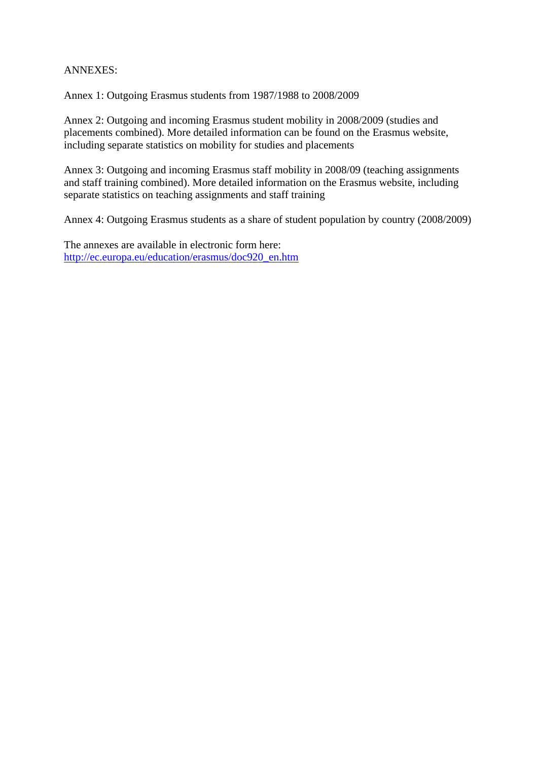ANNEXES:

Annex 1: Outgoing Erasmus students from 1987/1988 to 2008/2009

Annex 2: Outgoing and incoming Erasmus student mobility in 2008/2009 (studies and placements combined). More detailed information can be found on the Erasmus website, including separate statistics on mobility for studies and placements

Annex 3: Outgoing and incoming Erasmus staff mobility in 2008/09 (teaching assignments and staff training combined). More detailed information on the Erasmus website, including separate statistics on teaching assignments and staff training

Annex 4: Outgoing Erasmus students as a share of student population by country (2008/2009)

The annexes are available in electronic form here:
http://ec.europa.eu/education/erasmus/doc920_en.htm